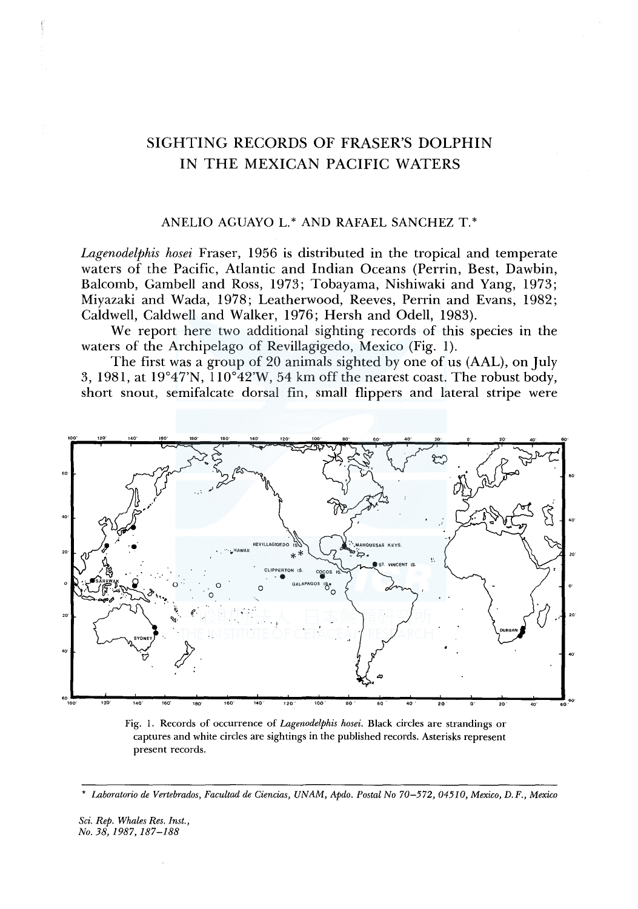# SIGHTING RECORDS OF FRASER'S DOLPHIN IN THE MEXICAN PACIFIC WATERS

ANELIO AGUAYO L.* AND RAFAEL SANCHEZ T.*

*Lagenodelphis hosei* Fraser, 1956 is distributed in the tropical and temperate waters of the Pacific, Atlantic and Indian Oceans (Perrin, Best, Dawbin, Balcomb, Gambell and Ross, 1973; Tobayama, Nishiwaki and Yang, 1973; Miyazaki and Wada, 1978; Leatherwood, Reeves, Perrin and Evans, 1982; Caldwell, Caldwell and Walker, 1976; Hersh and Odell, 1983).

We report here two additional sighting records of this species in the waters of the Archipelago of Revillagigedo, Mexico (Fig. 1).

The first was a group of 20 animals sighted by one of us (AAL), on July 3, 1981, at 19°47'N, 110°42'W, 54 km off the nearest coast. The robust body, short snout, semifalcate dorsal fin, small flippers and lateral stripe were

Fig. 1. Records of occurrence of *Lagenodelphis hosei*. Black circles are strandings or captures and white circles are sightings in the published records. Asterisks represent present records.

---

* *Laboratorio de Vertebrados, Facultad de Ciencias, UNAM, Apdo. Postal No 70–572, 04510, Mexico, D. F., Mexico*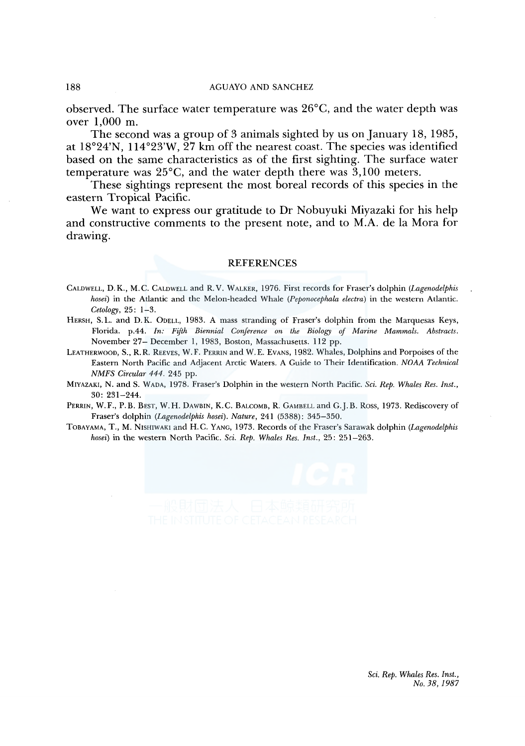observed. The surface water temperature was 26°C, and the water depth was over 1,000 m.

The second was a group of 3 animals sighted by us on January 18, 1985, at 18°24'N, 114°23'W, 27 km off the nearest coast. The species was identified based on the same characteristics as of the first sighting. The surface water temperature was 25°C, and the water depth there was 3,100 meters.

These sightings represent the most boreal records of this species in the eastern Tropical Pacific.

We want to express our gratitude to Dr Nobuyuki Miyazaki for his help and constructive comments to the present note, and to M.A. de la Mora for drawing.

## REFERENCES

Caldwell, D.K., M.C. Caldwell and R.V. Walker, 1976. First records for Fraser's dolphin (*Lagenodelphis hosei*) in the Atlantic and the Melon-headed Whale (*Peponocephala electra*) in the western Atlantic. *Cetology*, 25: 1–3.

Hersh, S.L. and D.K. Odell, 1983. A mass stranding of Fraser's dolphin from the Marquesas Keys, Florida. p.44. *In: Fifth Biennial Conference on the Biology of Marine Mammals. Abstracts.* November 27– December 1, 1983, Boston, Massachusetts. 112 pp.

Leatherwood, S., R.R. Reeves, W.F. Perrin and W.E. Evans, 1982. Whales, Dolphins and Porpoises of the Eastern North Pacific and Adjacent Arctic Waters. A Guide to Their Identification. *NOAA Technical NMFS Circular 444.* 245 pp.

Miyazaki, N. and S. Wada, 1978. Fraser's Dolphin in the western North Pacific. *Sci. Rep. Whales Res. Inst.*, 30: 231–244.

Perrin, W.F., P.B. Best, W.H. Dawbin, K.C. Balcomb, R. Gambell and G.J.B. Ross, 1973. Rediscovery of Fraser's dolphin (*Lagenodelphis hosei*). *Nature*, 241 (5388): 345–350.

Tobayama, T., M. Nishiwaki and H.C. Yang, 1973. Records of the Fraser's Sarawak dolphin (*Lagenodelphis hosei*) in the western North Pacific. *Sci. Rep. Whales Res. Inst.*, 25: 251–263.